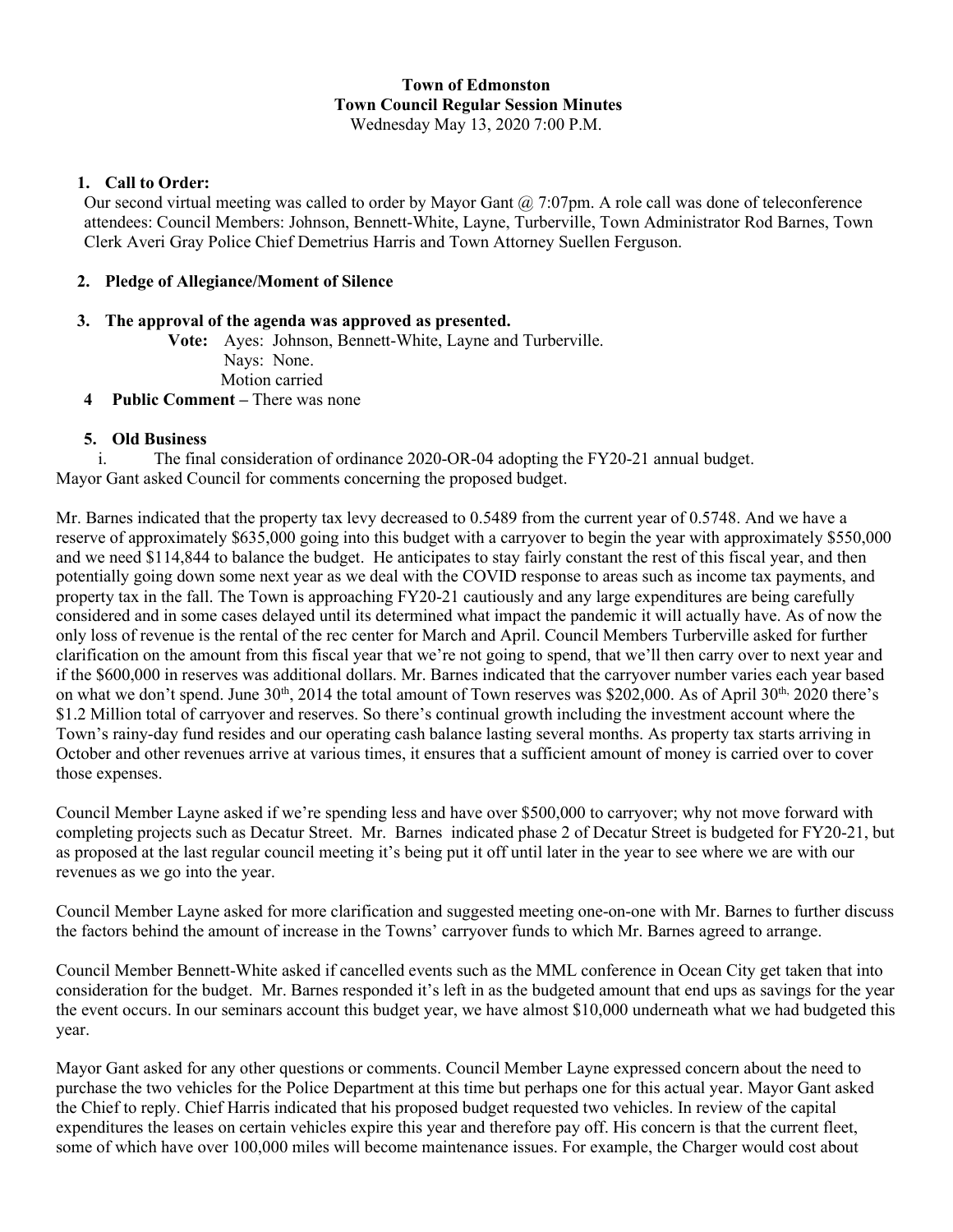**Town of Edmonston**
**Town Council Regular Session Minutes**
Wednesday May 13, 2020 7:00 P.M.

1. **Call to Order:**
Our second virtual meeting was called to order by Mayor Gant @ 7:07pm. A role call was done of teleconference attendees: Council Members: Johnson, Bennett-White, Layne, Turberville, Town Administrator Rod Barnes, Town Clerk Averi Gray Police Chief Demetrius Harris and Town Attorney Suellen Ferguson.

2. **Pledge of Allegiance/Moment of Silence**

3. **The approval of the agenda was approved as presented.**
**Vote:** Ayes: Johnson, Bennett-White, Layne and Turberville.
Nays: None.
Motion carried

4. **Public Comment –** There was none

5. **Old Business**
i. The final consideration of ordinance 2020-OR-04 adopting the FY20-21 annual budget.

Mayor Gant asked Council for comments concerning the proposed budget.

Mr. Barnes indicated that the property tax levy decreased to 0.5489 from the current year of 0.5748. And we have a reserve of approximately $635,000 going into this budget with a carryover to begin the year with approximately $550,000 and we need $114,844 to balance the budget. He anticipates to stay fairly constant the rest of this fiscal year, and then potentially going down some next year as we deal with the COVID response to areas such as income tax payments, and property tax in the fall. The Town is approaching FY20-21 cautiously and any large expenditures are being carefully considered and in some cases delayed until its determined what impact the pandemic it will actually have. As of now the only loss of revenue is the rental of the rec center for March and April. Council Members Turberville asked for further clarification on the amount from this fiscal year that we're not going to spend, that we'll then carry over to next year and if the $600,000 in reserves was additional dollars. Mr. Barnes indicated that the carryover number varies each year based on what we don't spend. June 30th, 2014 the total amount of Town reserves was $202,000. As of April 30th, 2020 there's $1.2 Million total of carryover and reserves. So there's continual growth including the investment account where the Town's rainy-day fund resides and our operating cash balance lasting several months. As property tax starts arriving in October and other revenues arrive at various times, it ensures that a sufficient amount of money is carried over to cover those expenses.

Council Member Layne asked if we're spending less and have over $500,000 to carryover; why not move forward with completing projects such as Decatur Street. Mr. Barnes indicated phase 2 of Decatur Street is budgeted for FY20-21, but as proposed at the last regular council meeting it's being put it off until later in the year to see where we are with our revenues as we go into the year.

Council Member Layne asked for more clarification and suggested meeting one-on-one with Mr. Barnes to further discuss the factors behind the amount of increase in the Towns' carryover funds to which Mr. Barnes agreed to arrange.

Council Member Bennett-White asked if cancelled events such as the MML conference in Ocean City get taken that into consideration for the budget. Mr. Barnes responded it's left in as the budgeted amount that end ups as savings for the year the event occurs. In our seminars account this budget year, we have almost $10,000 underneath what we had budgeted this year.

Mayor Gant asked for any other questions or comments. Council Member Layne expressed concern about the need to purchase the two vehicles for the Police Department at this time but perhaps one for this actual year. Mayor Gant asked the Chief to reply. Chief Harris indicated that his proposed budget requested two vehicles. In review of the capital expenditures the leases on certain vehicles expire this year and therefore pay off. His concern is that the current fleet, some of which have over 100,000 miles will become maintenance issues. For example, the Charger would cost about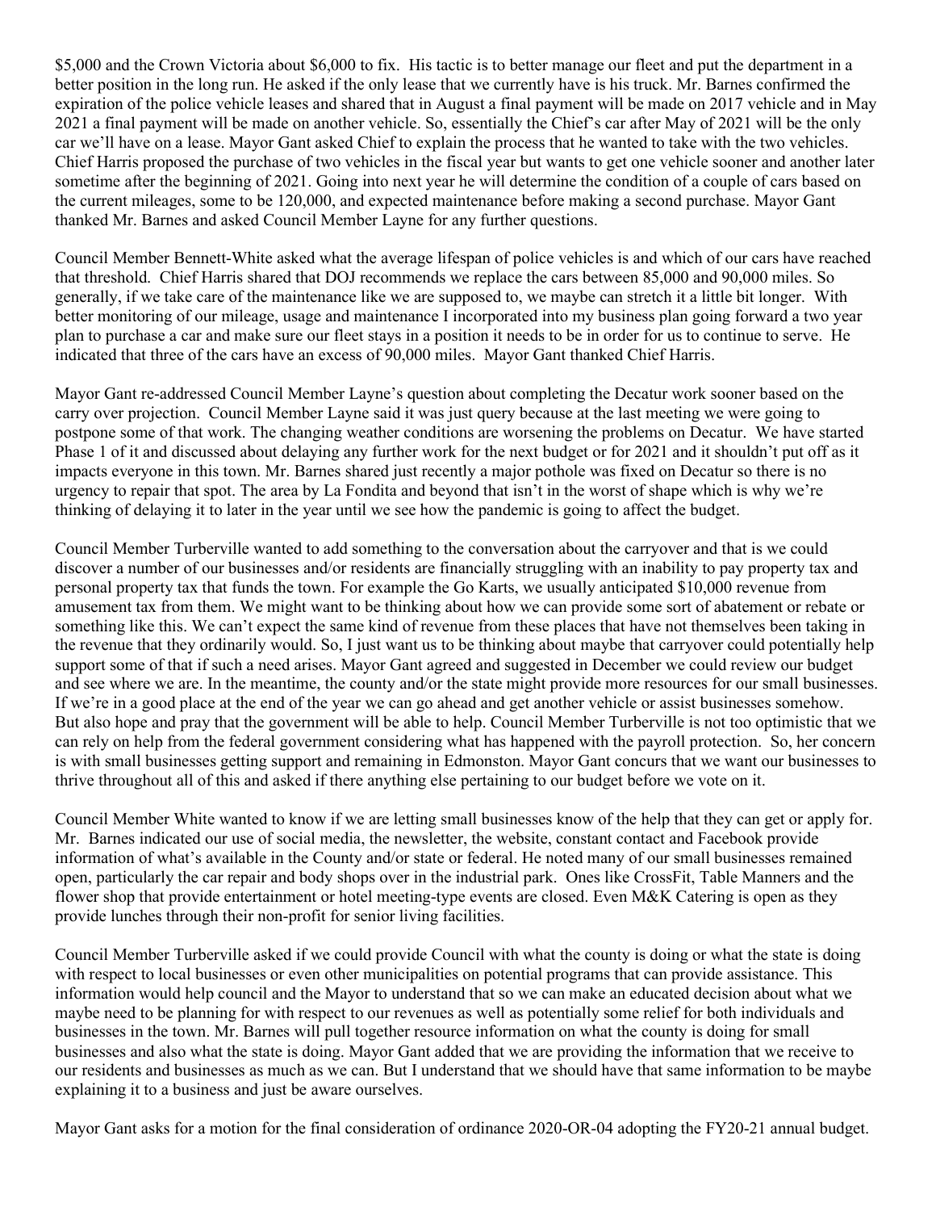$5,000 and the Crown Victoria about $6,000 to fix. His tactic is to better manage our fleet and put the department in a better position in the long run. He asked if the only lease that we currently have is his truck. Mr. Barnes confirmed the expiration of the police vehicle leases and shared that in August a final payment will be made on 2017 vehicle and in May 2021 a final payment will be made on another vehicle. So, essentially the Chief's car after May of 2021 will be the only car we'll have on a lease. Mayor Gant asked Chief to explain the process that he wanted to take with the two vehicles. Chief Harris proposed the purchase of two vehicles in the fiscal year but wants to get one vehicle sooner and another later sometime after the beginning of 2021. Going into next year he will determine the condition of a couple of cars based on the current mileages, some to be 120,000, and expected maintenance before making a second purchase. Mayor Gant thanked Mr. Barnes and asked Council Member Layne for any further questions.

Council Member Bennett-White asked what the average lifespan of police vehicles is and which of our cars have reached that threshold. Chief Harris shared that DOJ recommends we replace the cars between 85,000 and 90,000 miles. So generally, if we take care of the maintenance like we are supposed to, we maybe can stretch it a little bit longer. With better monitoring of our mileage, usage and maintenance I incorporated into my business plan going forward a two year plan to purchase a car and make sure our fleet stays in a position it needs to be in order for us to continue to serve. He indicated that three of the cars have an excess of 90,000 miles. Mayor Gant thanked Chief Harris.

Mayor Gant re-addressed Council Member Layne's question about completing the Decatur work sooner based on the carry over projection. Council Member Layne said it was just query because at the last meeting we were going to postpone some of that work. The changing weather conditions are worsening the problems on Decatur. We have started Phase 1 of it and discussed about delaying any further work for the next budget or for 2021 and it shouldn't put off as it impacts everyone in this town. Mr. Barnes shared just recently a major pothole was fixed on Decatur so there is no urgency to repair that spot. The area by La Fondita and beyond that isn't in the worst of shape which is why we're thinking of delaying it to later in the year until we see how the pandemic is going to affect the budget.

Council Member Turberville wanted to add something to the conversation about the carryover and that is we could discover a number of our businesses and/or residents are financially struggling with an inability to pay property tax and personal property tax that funds the town. For example the Go Karts, we usually anticipated $10,000 revenue from amusement tax from them. We might want to be thinking about how we can provide some sort of abatement or rebate or something like this. We can't expect the same kind of revenue from these places that have not themselves been taking in the revenue that they ordinarily would. So, I just want us to be thinking about maybe that carryover could potentially help support some of that if such a need arises. Mayor Gant agreed and suggested in December we could review our budget and see where we are. In the meantime, the county and/or the state might provide more resources for our small businesses. If we're in a good place at the end of the year we can go ahead and get another vehicle or assist businesses somehow. But also hope and pray that the government will be able to help. Council Member Turberville is not too optimistic that we can rely on help from the federal government considering what has happened with the payroll protection. So, her concern is with small businesses getting support and remaining in Edmonston. Mayor Gant concurs that we want our businesses to thrive throughout all of this and asked if there anything else pertaining to our budget before we vote on it.

Council Member White wanted to know if we are letting small businesses know of the help that they can get or apply for. Mr. Barnes indicated our use of social media, the newsletter, the website, constant contact and Facebook provide information of what's available in the County and/or state or federal. He noted many of our small businesses remained open, particularly the car repair and body shops over in the industrial park. Ones like CrossFit, Table Manners and the flower shop that provide entertainment or hotel meeting-type events are closed. Even M&K Catering is open as they provide lunches through their non-profit for senior living facilities.

Council Member Turberville asked if we could provide Council with what the county is doing or what the state is doing with respect to local businesses or even other municipalities on potential programs that can provide assistance. This information would help council and the Mayor to understand that so we can make an educated decision about what we maybe need to be planning for with respect to our revenues as well as potentially some relief for both individuals and businesses in the town. Mr. Barnes will pull together resource information on what the county is doing for small businesses and also what the state is doing. Mayor Gant added that we are providing the information that we receive to our residents and businesses as much as we can. But I understand that we should have that same information to be maybe explaining it to a business and just be aware ourselves.

Mayor Gant asks for a motion for the final consideration of ordinance 2020-OR-04 adopting the FY20-21 annual budget.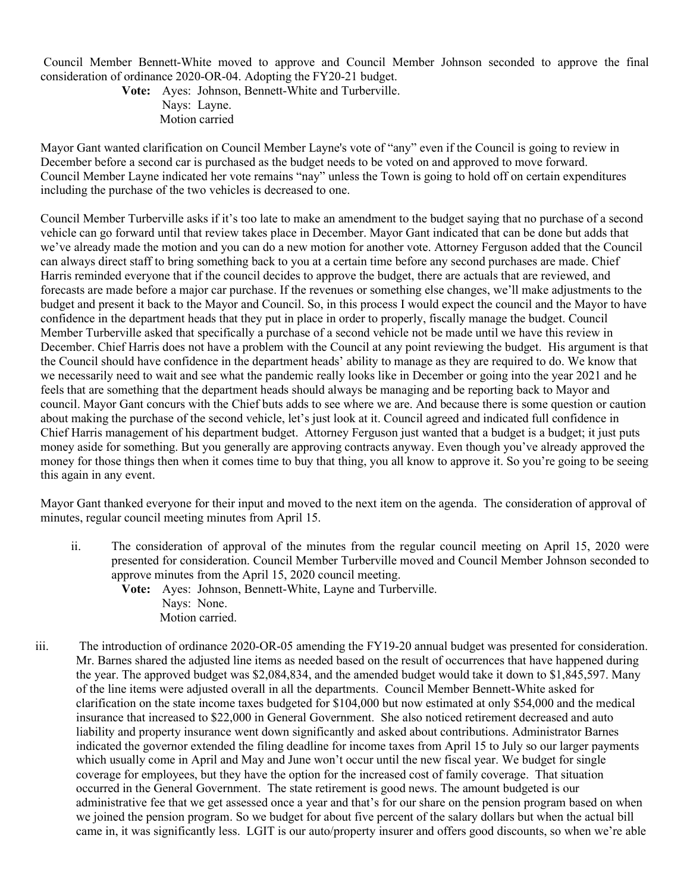Council Member Bennett-White moved to approve and Council Member Johnson seconded to approve the final consideration of ordinance 2020-OR-04. Adopting the FY20-21 budget.

**Vote:** Ayes: Johnson, Bennett-White and Turberville.
Nays: Layne.
Motion carried

Mayor Gant wanted clarification on Council Member Layne's vote of "any" even if the Council is going to review in December before a second car is purchased as the budget needs to be voted on and approved to move forward. Council Member Layne indicated her vote remains "nay" unless the Town is going to hold off on certain expenditures including the purchase of the two vehicles is decreased to one.

Council Member Turberville asks if it's too late to make an amendment to the budget saying that no purchase of a second vehicle can go forward until that review takes place in December. Mayor Gant indicated that can be done but adds that we've already made the motion and you can do a new motion for another vote. Attorney Ferguson added that the Council can always direct staff to bring something back to you at a certain time before any second purchases are made. Chief Harris reminded everyone that if the council decides to approve the budget, there are actuals that are reviewed, and forecasts are made before a major car purchase. If the revenues or something else changes, we'll make adjustments to the budget and present it back to the Mayor and Council. So, in this process I would expect the council and the Mayor to have confidence in the department heads that they put in place in order to properly, fiscally manage the budget. Council Member Turberville asked that specifically a purchase of a second vehicle not be made until we have this review in December. Chief Harris does not have a problem with the Council at any point reviewing the budget. His argument is that the Council should have confidence in the department heads' ability to manage as they are required to do. We know that we necessarily need to wait and see what the pandemic really looks like in December or going into the year 2021 and he feels that are something that the department heads should always be managing and be reporting back to Mayor and council. Mayor Gant concurs with the Chief buts adds to see where we are. And because there is some question or caution about making the purchase of the second vehicle, let's just look at it. Council agreed and indicated full confidence in Chief Harris management of his department budget. Attorney Ferguson just wanted that a budget is a budget; it just puts money aside for something. But you generally are approving contracts anyway. Even though you've already approved the money for those things then when it comes time to buy that thing, you all know to approve it. So you're going to be seeing this again in any event.

Mayor Gant thanked everyone for their input and moved to the next item on the agenda. The consideration of approval of minutes, regular council meeting minutes from April 15.

ii. The consideration of approval of the minutes from the regular council meeting on April 15, 2020 were presented for consideration. Council Member Turberville moved and Council Member Johnson seconded to approve minutes from the April 15, 2020 council meeting.

**Vote:** Ayes: Johnson, Bennett-White, Layne and Turberville.
Nays: None.
Motion carried.

iii. The introduction of ordinance 2020-OR-05 amending the FY19-20 annual budget was presented for consideration. Mr. Barnes shared the adjusted line items as needed based on the result of occurrences that have happened during the year. The approved budget was $2,084,834, and the amended budget would take it down to $1,845,597. Many of the line items were adjusted overall in all the departments. Council Member Bennett-White asked for clarification on the state income taxes budgeted for $104,000 but now estimated at only $54,000 and the medical insurance that increased to $22,000 in General Government. She also noticed retirement decreased and auto liability and property insurance went down significantly and asked about contributions. Administrator Barnes indicated the governor extended the filing deadline for income taxes from April 15 to July so our larger payments which usually come in April and May and June won't occur until the new fiscal year. We budget for single coverage for employees, but they have the option for the increased cost of family coverage. That situation occurred in the General Government. The state retirement is good news. The amount budgeted is our administrative fee that we get assessed once a year and that's for our share on the pension program based on when we joined the pension program. So we budget for about five percent of the salary dollars but when the actual bill came in, it was significantly less. LGIT is our auto/property insurer and offers good discounts, so when we're able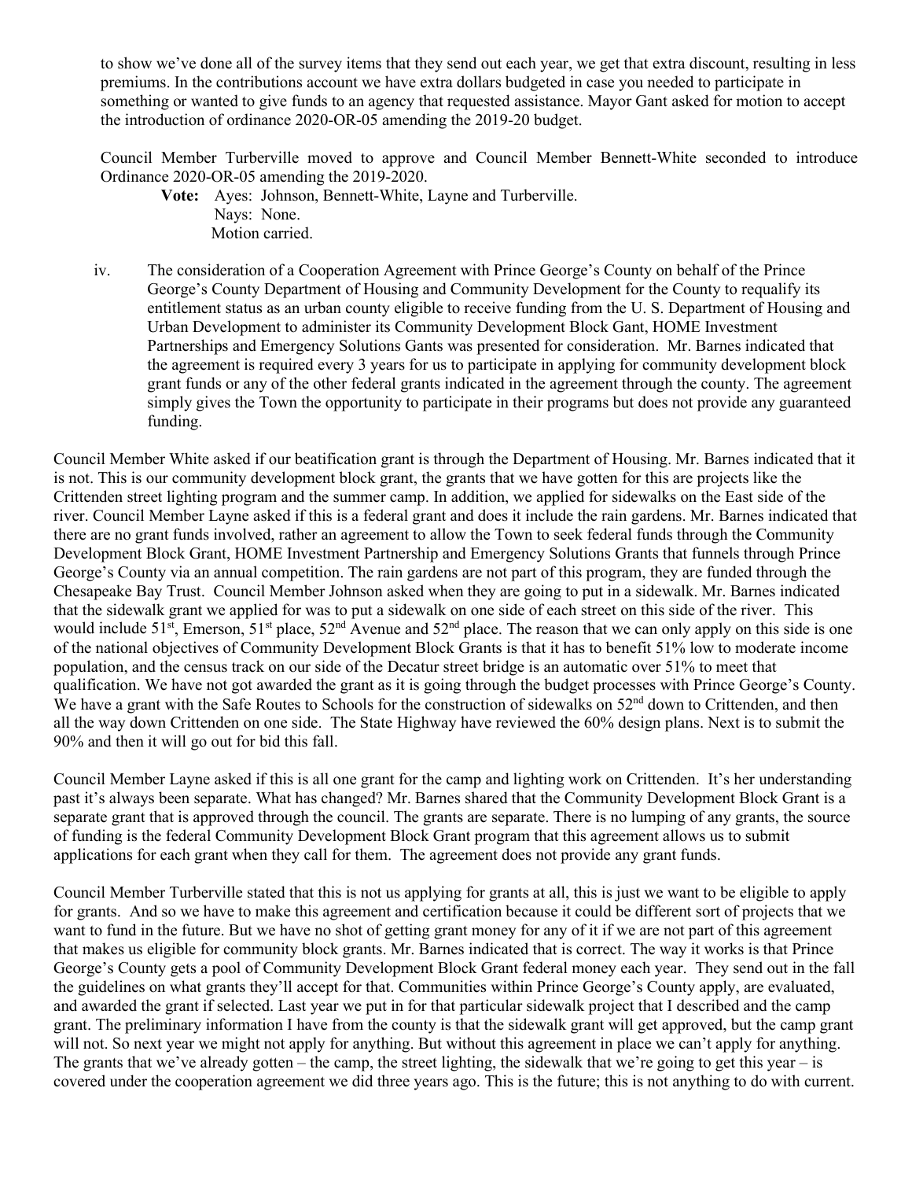to show we've done all of the survey items that they send out each year, we get that extra discount, resulting in less premiums. In the contributions account we have extra dollars budgeted in case you needed to participate in something or wanted to give funds to an agency that requested assistance. Mayor Gant asked for motion to accept the introduction of ordinance 2020-OR-05 amending the 2019-20 budget.

Council Member Turberville moved to approve and Council Member Bennett-White seconded to introduce Ordinance 2020-OR-05 amending the 2019-2020.

**Vote:** Ayes: Johnson, Bennett-White, Layne and Turberville.
Nays: None.
Motion carried.

iv. The consideration of a Cooperation Agreement with Prince George's County on behalf of the Prince George's County Department of Housing and Community Development for the County to requalify its entitlement status as an urban county eligible to receive funding from the U. S. Department of Housing and Urban Development to administer its Community Development Block Gant, HOME Investment Partnerships and Emergency Solutions Gants was presented for consideration. Mr. Barnes indicated that the agreement is required every 3 years for us to participate in applying for community development block grant funds or any of the other federal grants indicated in the agreement through the county. The agreement simply gives the Town the opportunity to participate in their programs but does not provide any guaranteed funding.

Council Member White asked if our beatification grant is through the Department of Housing. Mr. Barnes indicated that it is not. This is our community development block grant, the grants that we have gotten for this are projects like the Crittenden street lighting program and the summer camp. In addition, we applied for sidewalks on the East side of the river. Council Member Layne asked if this is a federal grant and does it include the rain gardens. Mr. Barnes indicated that there are no grant funds involved, rather an agreement to allow the Town to seek federal funds through the Community Development Block Grant, HOME Investment Partnership and Emergency Solutions Grants that funnels through Prince George's County via an annual competition. The rain gardens are not part of this program, they are funded through the Chesapeake Bay Trust. Council Member Johnson asked when they are going to put in a sidewalk. Mr. Barnes indicated that the sidewalk grant we applied for was to put a sidewalk on one side of each street on this side of the river. This would include 51st, Emerson, 51st place, 52nd Avenue and 52nd place. The reason that we can only apply on this side is one of the national objectives of Community Development Block Grants is that it has to benefit 51% low to moderate income population, and the census track on our side of the Decatur street bridge is an automatic over 51% to meet that qualification. We have not got awarded the grant as it is going through the budget processes with Prince George's County. We have a grant with the Safe Routes to Schools for the construction of sidewalks on 52nd down to Crittenden, and then all the way down Crittenden on one side. The State Highway have reviewed the 60% design plans. Next is to submit the 90% and then it will go out for bid this fall.

Council Member Layne asked if this is all one grant for the camp and lighting work on Crittenden. It's her understanding past it's always been separate. What has changed? Mr. Barnes shared that the Community Development Block Grant is a separate grant that is approved through the council. The grants are separate. There is no lumping of any grants, the source of funding is the federal Community Development Block Grant program that this agreement allows us to submit applications for each grant when they call for them. The agreement does not provide any grant funds.

Council Member Turberville stated that this is not us applying for grants at all, this is just we want to be eligible to apply for grants. And so we have to make this agreement and certification because it could be different sort of projects that we want to fund in the future. But we have no shot of getting grant money for any of it if we are not part of this agreement that makes us eligible for community block grants. Mr. Barnes indicated that is correct. The way it works is that Prince George's County gets a pool of Community Development Block Grant federal money each year. They send out in the fall the guidelines on what grants they'll accept for that. Communities within Prince George's County apply, are evaluated, and awarded the grant if selected. Last year we put in for that particular sidewalk project that I described and the camp grant. The preliminary information I have from the county is that the sidewalk grant will get approved, but the camp grant will not. So next year we might not apply for anything. But without this agreement in place we can't apply for anything. The grants that we've already gotten – the camp, the street lighting, the sidewalk that we're going to get this year – is covered under the cooperation agreement we did three years ago. This is the future; this is not anything to do with current.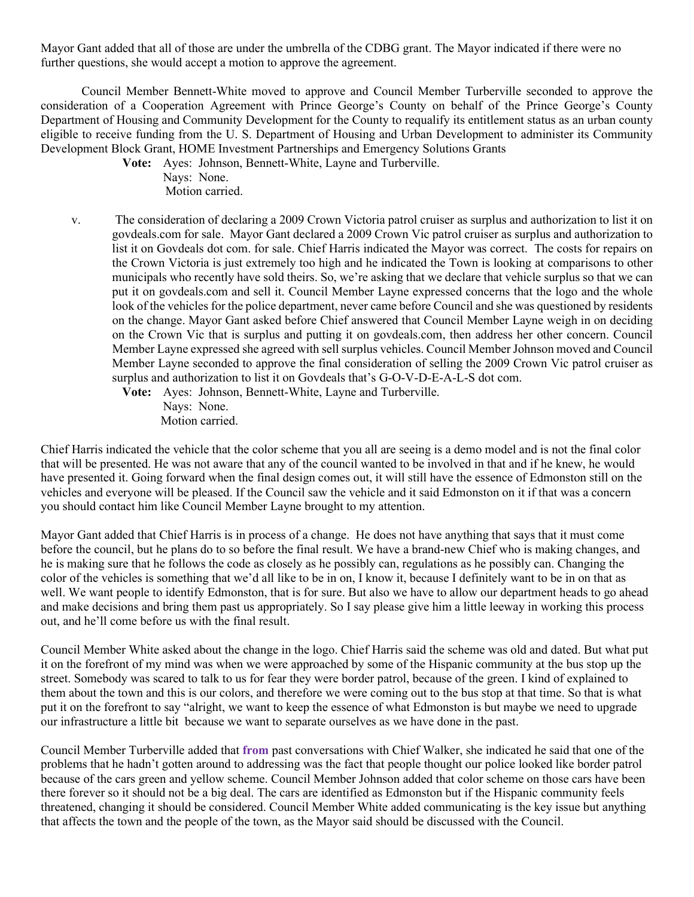Mayor Gant added that all of those are under the umbrella of the CDBG grant. The Mayor indicated if there were no further questions, she would accept a motion to approve the agreement.

Council Member Bennett-White moved to approve and Council Member Turberville seconded to approve the consideration of a Cooperation Agreement with Prince George's County on behalf of the Prince George's County Department of Housing and Community Development for the County to requalify its entitlement status as an urban county eligible to receive funding from the U. S. Department of Housing and Urban Development to administer its Community Development Block Grant, HOME Investment Partnerships and Emergency Solutions Grants

**Vote:** Ayes: Johnson, Bennett-White, Layne and Turberville.
Nays: None.
Motion carried.

v. The consideration of declaring a 2009 Crown Victoria patrol cruiser as surplus and authorization to list it on govdeals.com for sale. Mayor Gant declared a 2009 Crown Vic patrol cruiser as surplus and authorization to list it on Govdeals dot com. for sale. Chief Harris indicated the Mayor was correct. The costs for repairs on the Crown Victoria is just extremely too high and he indicated the Town is looking at comparisons to other municipals who recently have sold theirs. So, we're asking that we declare that vehicle surplus so that we can put it on govdeals.com and sell it. Council Member Layne expressed concerns that the logo and the whole look of the vehicles for the police department, never came before Council and she was questioned by residents on the change. Mayor Gant asked before Chief answered that Council Member Layne weigh in on deciding on the Crown Vic that is surplus and putting it on govdeals.com, then address her other concern. Council Member Layne expressed she agreed with sell surplus vehicles. Council Member Johnson moved and Council Member Layne seconded to approve the final consideration of selling the 2009 Crown Vic patrol cruiser as surplus and authorization to list it on Govdeals that's G-O-V-D-E-A-L-S dot com.

**Vote:** Ayes: Johnson, Bennett-White, Layne and Turberville.
Nays: None.
Motion carried.

Chief Harris indicated the vehicle that the color scheme that you all are seeing is a demo model and is not the final color that will be presented. He was not aware that any of the council wanted to be involved in that and if he knew, he would have presented it. Going forward when the final design comes out, it will still have the essence of Edmonston still on the vehicles and everyone will be pleased. If the Council saw the vehicle and it said Edmonston on it if that was a concern you should contact him like Council Member Layne brought to my attention.

Mayor Gant added that Chief Harris is in process of a change. He does not have anything that says that it must come before the council, but he plans do to so before the final result. We have a brand-new Chief who is making changes, and he is making sure that he follows the code as closely as he possibly can, regulations as he possibly can. Changing the color of the vehicles is something that we'd all like to be in on, I know it, because I definitely want to be in on that as well. We want people to identify Edmonston, that is for sure. But also we have to allow our department heads to go ahead and make decisions and bring them past us appropriately. So I say please give him a little leeway in working this process out, and he'll come before us with the final result.

Council Member White asked about the change in the logo. Chief Harris said the scheme was old and dated. But what put it on the forefront of my mind was when we were approached by some of the Hispanic community at the bus stop up the street. Somebody was scared to talk to us for fear they were border patrol, because of the green. I kind of explained to them about the town and this is our colors, and therefore we were coming out to the bus stop at that time. So that is what put it on the forefront to say "alright, we want to keep the essence of what Edmonston is but maybe we need to upgrade our infrastructure a little bit because we want to separate ourselves as we have done in the past.

Council Member Turberville added that **from** past conversations with Chief Walker, she indicated he said that one of the problems that he hadn't gotten around to addressing was the fact that people thought our police looked like border patrol because of the cars green and yellow scheme. Council Member Johnson added that color scheme on those cars have been there forever so it should not be a big deal. The cars are identified as Edmonston but if the Hispanic community feels threatened, changing it should be considered. Council Member White added communicating is the key issue but anything that affects the town and the people of the town, as the Mayor said should be discussed with the Council.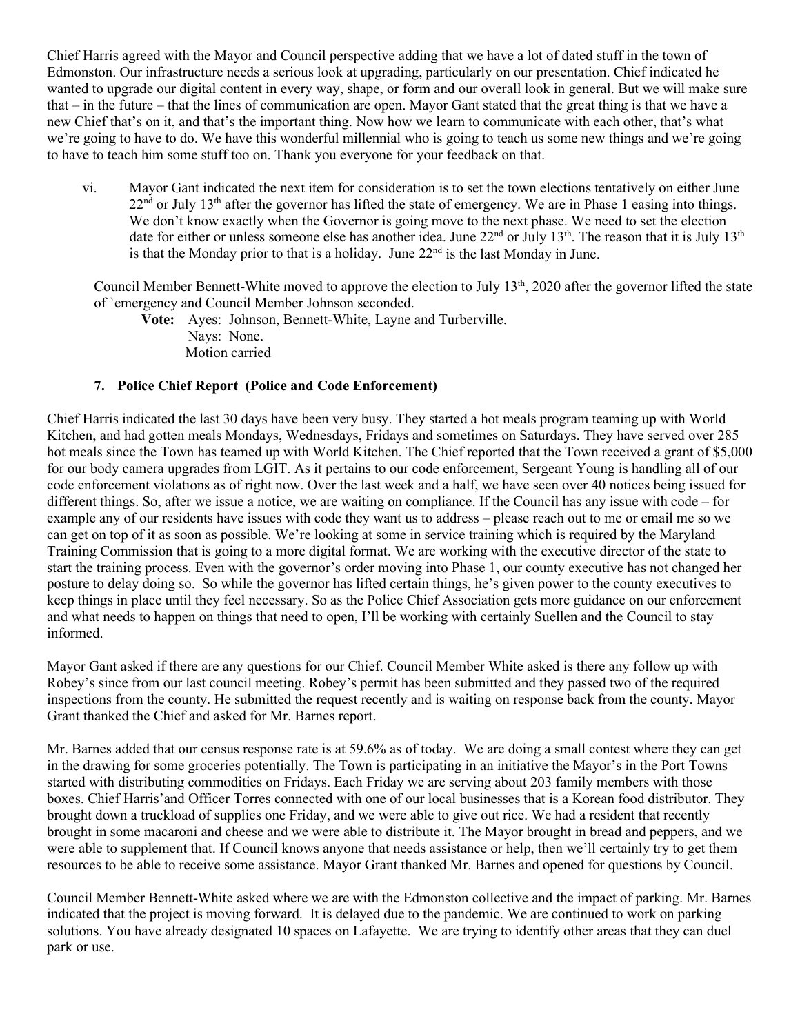Chief Harris agreed with the Mayor and Council perspective adding that we have a lot of dated stuff in the town of Edmonston. Our infrastructure needs a serious look at upgrading, particularly on our presentation. Chief indicated he wanted to upgrade our digital content in every way, shape, or form and our overall look in general. But we will make sure that – in the future – that the lines of communication are open. Mayor Gant stated that the great thing is that we have a new Chief that's on it, and that's the important thing. Now how we learn to communicate with each other, that's what we're going to have to do. We have this wonderful millennial who is going to teach us some new things and we're going to have to teach him some stuff too on. Thank you everyone for your feedback on that.

vi. Mayor Gant indicated the next item for consideration is to set the town elections tentatively on either June 22nd or July 13th after the governor has lifted the state of emergency. We are in Phase 1 easing into things. We don't know exactly when the Governor is going move to the next phase. We need to set the election date for either or unless someone else has another idea. June 22nd or July 13th. The reason that it is July 13th is that the Monday prior to that is a holiday. June 22nd is the last Monday in June.

Council Member Bennett-White moved to approve the election to July 13th, 2020 after the governor lifted the state of `emergency and Council Member Johnson seconded.

**Vote:** Ayes: Johnson, Bennett-White, Layne and Turberville.
Nays: None.
Motion carried

## 7. Police Chief Report (Police and Code Enforcement)

Chief Harris indicated the last 30 days have been very busy. They started a hot meals program teaming up with World Kitchen, and had gotten meals Mondays, Wednesdays, Fridays and sometimes on Saturdays. They have served over 285 hot meals since the Town has teamed up with World Kitchen. The Chief reported that the Town received a grant of $5,000 for our body camera upgrades from LGIT. As it pertains to our code enforcement, Sergeant Young is handling all of our code enforcement violations as of right now. Over the last week and a half, we have seen over 40 notices being issued for different things. So, after we issue a notice, we are waiting on compliance. If the Council has any issue with code – for example any of our residents have issues with code they want us to address – please reach out to me or email me so we can get on top of it as soon as possible. We're looking at some in service training which is required by the Maryland Training Commission that is going to a more digital format. We are working with the executive director of the state to start the training process. Even with the governor's order moving into Phase 1, our county executive has not changed her posture to delay doing so. So while the governor has lifted certain things, he's given power to the county executives to keep things in place until they feel necessary. So as the Police Chief Association gets more guidance on our enforcement and what needs to happen on things that need to open, I'll be working with certainly Suellen and the Council to stay informed.

Mayor Gant asked if there are any questions for our Chief. Council Member White asked is there any follow up with Robey's since from our last council meeting. Robey's permit has been submitted and they passed two of the required inspections from the county. He submitted the request recently and is waiting on response back from the county. Mayor Grant thanked the Chief and asked for Mr. Barnes report.

Mr. Barnes added that our census response rate is at 59.6% as of today. We are doing a small contest where they can get in the drawing for some groceries potentially. The Town is participating in an initiative the Mayor's in the Port Towns started with distributing commodities on Fridays. Each Friday we are serving about 203 family members with those boxes. Chief Harris'and Officer Torres connected with one of our local businesses that is a Korean food distributor. They brought down a truckload of supplies one Friday, and we were able to give out rice. We had a resident that recently brought in some macaroni and cheese and we were able to distribute it. The Mayor brought in bread and peppers, and we were able to supplement that. If Council knows anyone that needs assistance or help, then we'll certainly try to get them resources to be able to receive some assistance. Mayor Grant thanked Mr. Barnes and opened for questions by Council.

Council Member Bennett-White asked where we are with the Edmonston collective and the impact of parking. Mr. Barnes indicated that the project is moving forward. It is delayed due to the pandemic. We are continued to work on parking solutions. You have already designated 10 spaces on Lafayette. We are trying to identify other areas that they can duel park or use.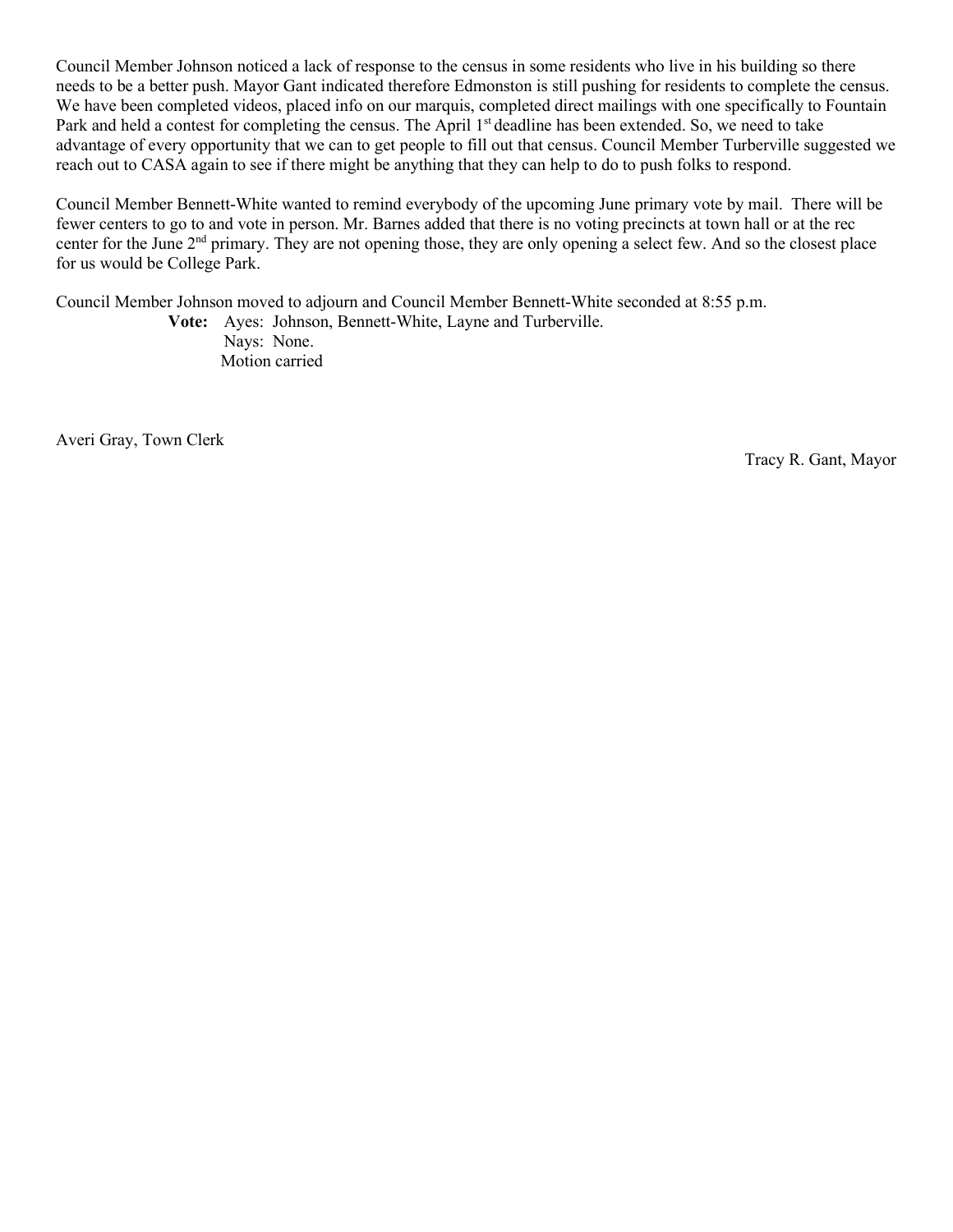Council Member Johnson noticed a lack of response to the census in some residents who live in his building so there needs to be a better push. Mayor Gant indicated therefore Edmonston is still pushing for residents to complete the census. We have been completed videos, placed info on our marquis, completed direct mailings with one specifically to Fountain Park and held a contest for completing the census. The April 1st deadline has been extended. So, we need to take advantage of every opportunity that we can to get people to fill out that census. Council Member Turberville suggested we reach out to CASA again to see if there might be anything that they can help to do to push folks to respond.

Council Member Bennett-White wanted to remind everybody of the upcoming June primary vote by mail. There will be fewer centers to go to and vote in person. Mr. Barnes added that there is no voting precincts at town hall or at the rec center for the June 2nd primary. They are not opening those, they are only opening a select few. And so the closest place for us would be College Park.

Council Member Johnson moved to adjourn and Council Member Bennett-White seconded at 8:55 p.m.

**Vote:** Ayes: Johnson, Bennett-White, Layne and Turberville.
Nays: None.
Motion carried

Averi Gray, Town Clerk

Tracy R. Gant, Mayor